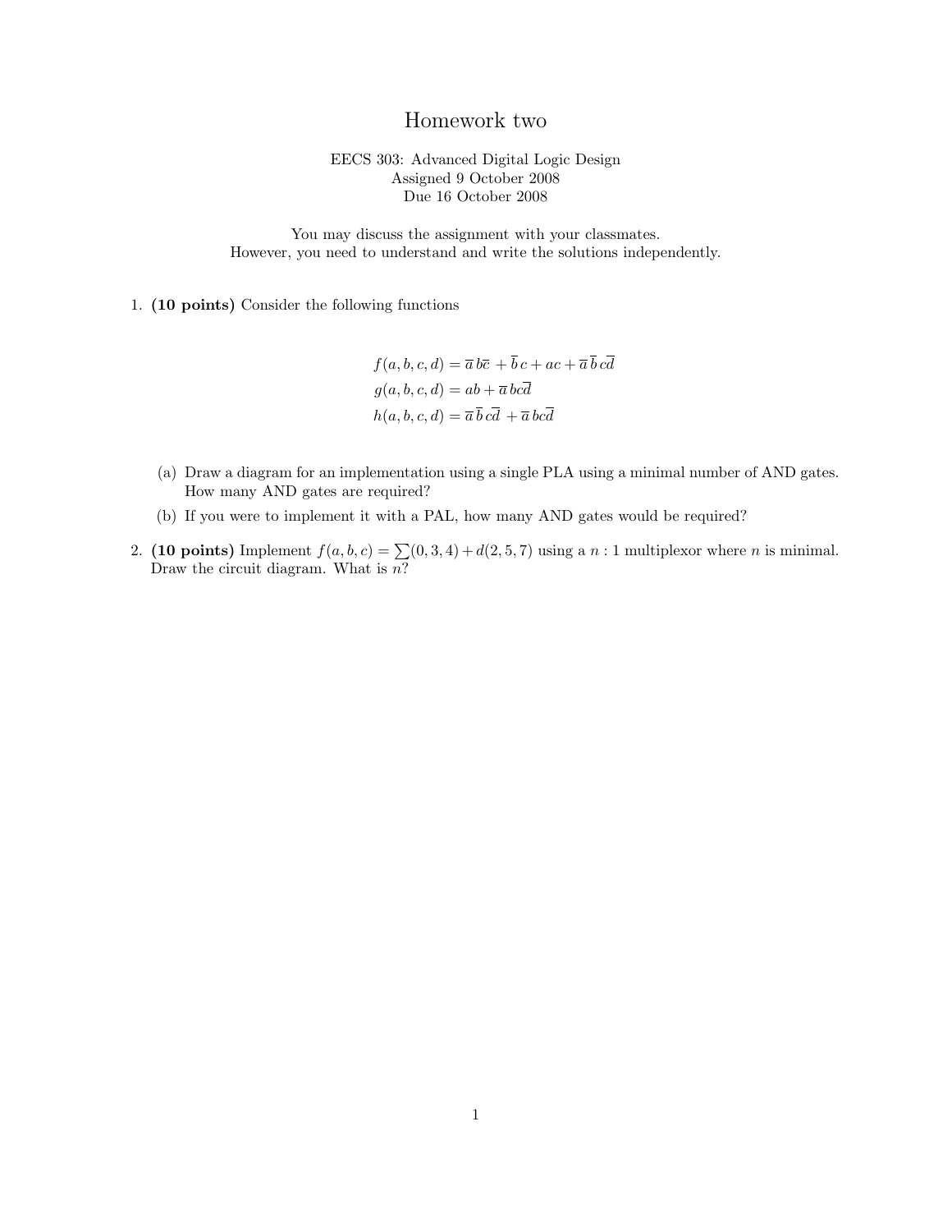# Homework two

EECS 303: Advanced Digital Logic Design
Assigned 9 October 2008
Due 16 October 2008

You may discuss the assignment with your classmates.
However, you need to understand and write the solutions independently.

1. **(10 points)** Consider the following functions

$$f(a,b,c,d) = \overline{a}\,b\overline{c} + \overline{b}\,c + ac + \overline{a}\,\overline{b}\,c\overline{d}$$
$$g(a,b,c,d) = ab + \overline{a}\,bc\overline{d}$$
$$h(a,b,c,d) = \overline{a}\,\overline{b}\,c\overline{d} + \overline{a}\,bc\overline{d}$$

   (a) Draw a diagram for an implementation using a single PLA using a minimal number of AND gates. How many AND gates are required?

   (b) If you were to implement it with a PAL, how many AND gates would be required?

2. **(10 points)** Implement $f(a,b,c) = \sum(0,3,4) + d(2,5,7)$ using a $n : 1$ multiplexor where $n$ is minimal. Draw the circuit diagram. What is $n$?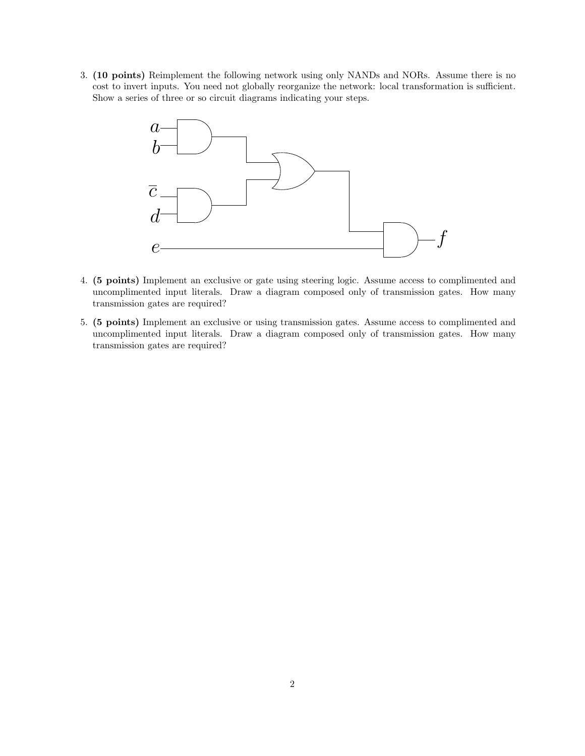3. **(10 points)** Reimplement the following network using only NANDs and NORs. Assume there is no cost to invert inputs. You need not globally reorganize the network: local transformation is sufficient. Show a series of three or so circuit diagrams indicating your steps.

$a$
$b$
$\overline{c}$
$d$
$e$
$f$

4. **(5 points)** Implement an exclusive or gate using steering logic. Assume access to complimented and uncomplimented input literals. Draw a diagram composed only of transmission gates. How many transmission gates are required?

5. **(5 points)** Implement an exclusive or using transmission gates. Assume access to complimented and uncomplimented input literals. Draw a diagram composed only of transmission gates. How many transmission gates are required?